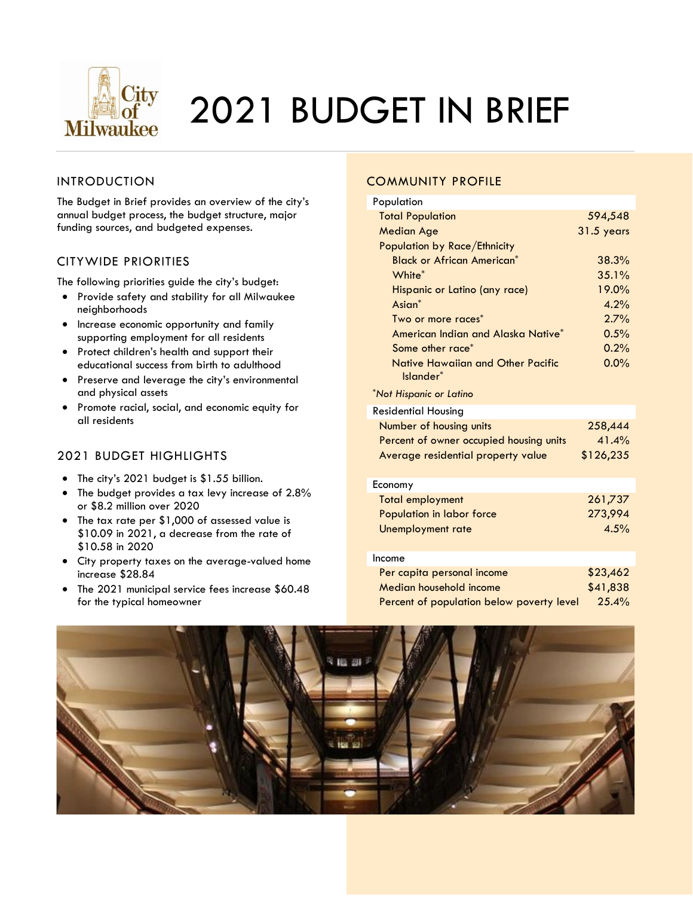# 2021 BUDGET IN BRIEF

## INTRODUCTION

The Budget in Brief provides an overview of the city's annual budget process, the budget structure, major funding sources, and budgeted expenses.

## CITYWIDE PRIORITIES

The following priorities guide the city's budget:

- Provide safety and stability for all Milwaukee neighborhoods
- Increase economic opportunity and family supporting employment for all residents
- Protect children's health and support their educational success from birth to adulthood
- Preserve and leverage the city's environmental and physical assets
- Promote racial, social, and economic equity for all residents

## 2021 BUDGET HIGHLIGHTS

- The city's 2021 budget is $1.55 billion.
- The budget provides a tax levy increase of 2.8% or $8.2 million over 2020
- The tax rate per $1,000 of assessed value is $10.09 in 2021, a decrease from the rate of $10.58 in 2020
- City property taxes on the average-valued home increase $28.84
- The 2021 municipal service fees increase $60.48 for the typical homeowner

## COMMUNITY PROFILE

| Population | |
|---|---|
| Total Population | 594,548 |
| Median Age | 31.5 years |
| Population by Race/Ethnicity | |
| Black or African American* | 38.3% |
| White* | 35.1% |
| Hispanic or Latino (any race) | 19.0% |
| Asian* | 4.2% |
| Two or more races* | 2.7% |
| American Indian and Alaska Native* | 0.5% |
| Some other race* | 0.2% |
| Native Hawaiian and Other Pacific Islander* | 0.0% |

*\*Not Hispanic or Latino*

| Residential Housing | |
|---|---|
| Number of housing units | 258,444 |
| Percent of owner occupied housing units | 41.4% |
| Average residential property value | $126,235 |

| Economy | |
|---|---|
| Total employment | 261,737 |
| Population in labor force | 273,994 |
| Unemployment rate | 4.5% |

| Income | |
|---|---|
| Per capita personal income | $23,462 |
| Median household income | $41,838 |
| Percent of population below poverty level | 25.4% |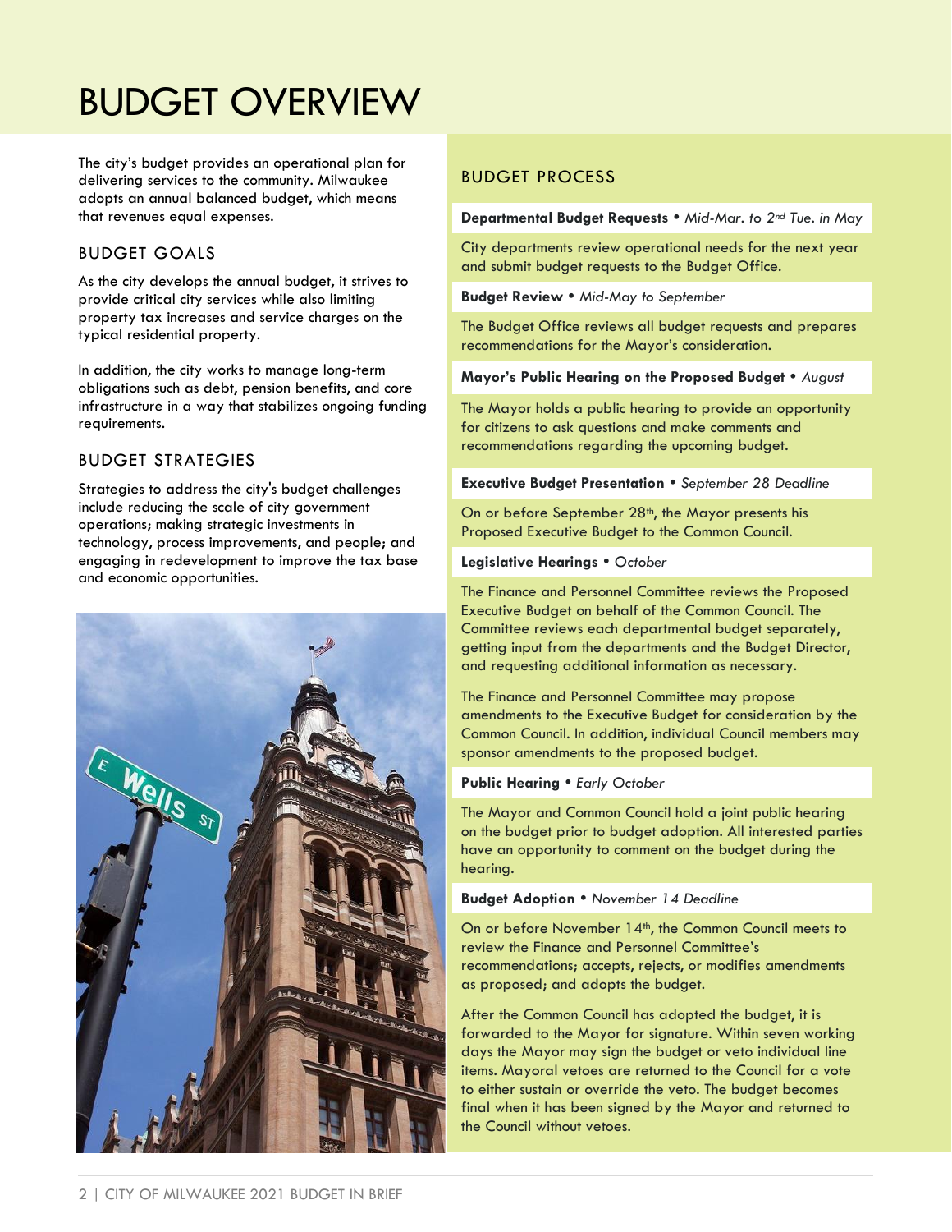# BUDGET OVERVIEW

The city's budget provides an operational plan for delivering services to the community. Milwaukee adopts an annual balanced budget, which means that revenues equal expenses.

## BUDGET GOALS

As the city develops the annual budget, it strives to provide critical city services while also limiting property tax increases and service charges on the typical residential property.

In addition, the city works to manage long-term obligations such as debt, pension benefits, and core infrastructure in a way that stabilizes ongoing funding requirements.

## BUDGET STRATEGIES

Strategies to address the city's budget challenges include reducing the scale of city government operations; making strategic investments in technology, process improvements, and people; and engaging in redevelopment to improve the tax base and economic opportunities.

## BUDGET PROCESS

**Departmental Budget Requests** • *Mid-Mar. to 2nd Tue. in May*

City departments review operational needs for the next year and submit budget requests to the Budget Office.

**Budget Review** • *Mid-May to September*

The Budget Office reviews all budget requests and prepares recommendations for the Mayor's consideration.

**Mayor's Public Hearing on the Proposed Budget** • *August*

The Mayor holds a public hearing to provide an opportunity for citizens to ask questions and make comments and recommendations regarding the upcoming budget.

**Executive Budget Presentation** • *September 28 Deadline*

On or before September 28th, the Mayor presents his Proposed Executive Budget to the Common Council.

**Legislative Hearings** • *October*

The Finance and Personnel Committee reviews the Proposed Executive Budget on behalf of the Common Council. The Committee reviews each departmental budget separately, getting input from the departments and the Budget Director, and requesting additional information as necessary.

The Finance and Personnel Committee may propose amendments to the Executive Budget for consideration by the Common Council. In addition, individual Council members may sponsor amendments to the proposed budget.

**Public Hearing** • *Early October*

The Mayor and Common Council hold a joint public hearing on the budget prior to budget adoption. All interested parties have an opportunity to comment on the budget during the hearing.

**Budget Adoption** • *November 14 Deadline*

On or before November 14th, the Common Council meets to review the Finance and Personnel Committee's recommendations; accepts, rejects, or modifies amendments as proposed; and adopts the budget.

After the Common Council has adopted the budget, it is forwarded to the Mayor for signature. Within seven working days the Mayor may sign the budget or veto individual line items. Mayoral vetoes are returned to the Council for a vote to either sustain or override the veto. The budget becomes final when it has been signed by the Mayor and returned to the Council without vetoes.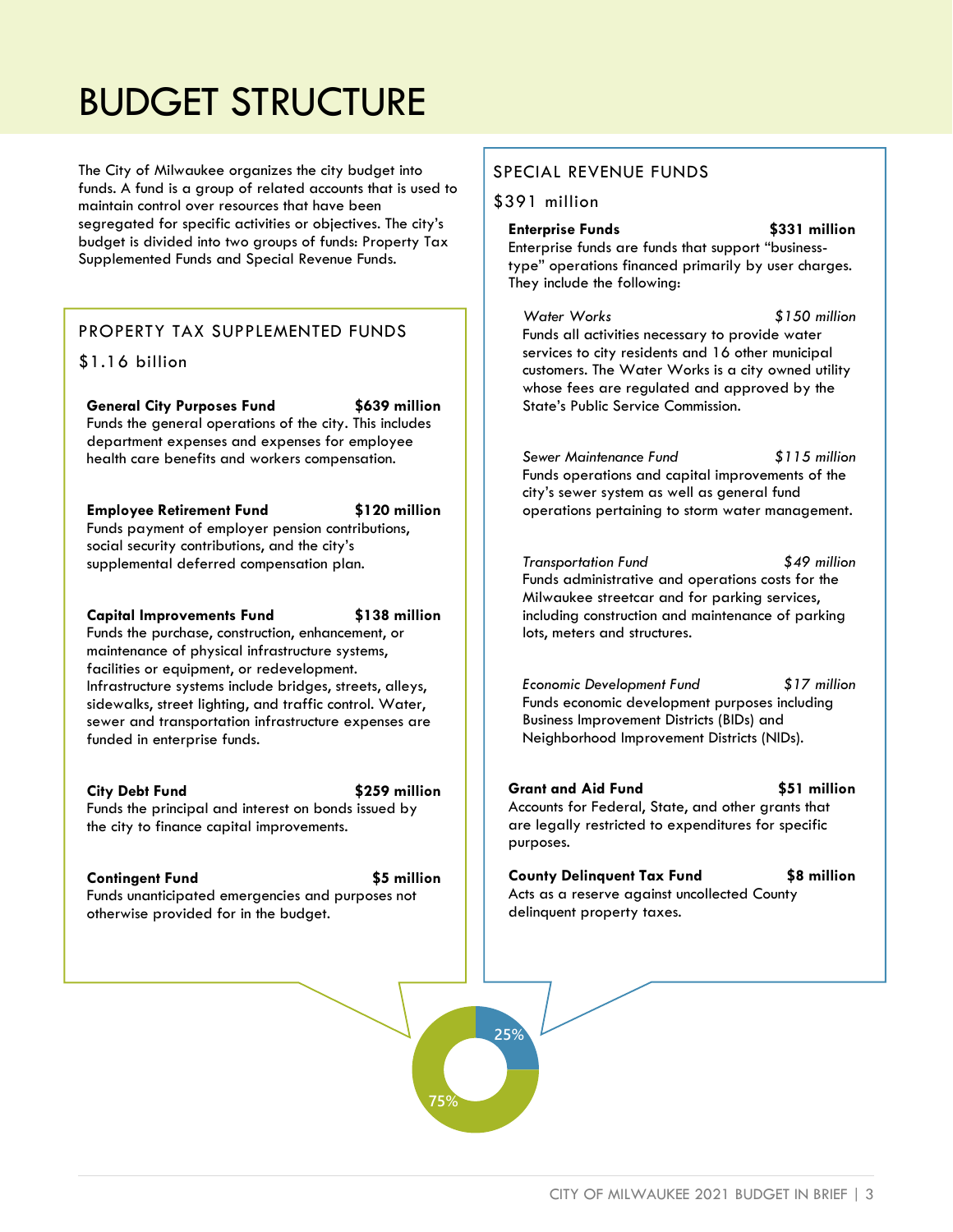# BUDGET STRUCTURE

The City of Milwaukee organizes the city budget into funds. A fund is a group of related accounts that is used to maintain control over resources that have been segregated for specific activities or objectives. The city's budget is divided into two groups of funds: Property Tax Supplemented Funds and Special Revenue Funds.

## PROPERTY TAX SUPPLEMENTED FUNDS

$1.16 billion

**General City Purposes Fund** **$639 million**
Funds the general operations of the city. This includes department expenses and expenses for employee health care benefits and workers compensation.

**Employee Retirement Fund** **$120 million**
Funds payment of employer pension contributions, social security contributions, and the city's supplemental deferred compensation plan.

**Capital Improvements Fund** **$138 million**
Funds the purchase, construction, enhancement, or maintenance of physical infrastructure systems, facilities or equipment, or redevelopment. Infrastructure systems include bridges, streets, alleys, sidewalks, street lighting, and traffic control. Water, sewer and transportation infrastructure expenses are funded in enterprise funds.

**City Debt Fund** **$259 million**
Funds the principal and interest on bonds issued by the city to finance capital improvements.

**Contingent Fund** **$5 million**
Funds unanticipated emergencies and purposes not otherwise provided for in the budget.

## SPECIAL REVENUE FUNDS

$391 million

**Enterprise Funds** **$331 million**
Enterprise funds are funds that support "business-type" operations financed primarily by user charges. They include the following:

*Water Works* *$150 million*
Funds all activities necessary to provide water services to city residents and 16 other municipal customers. The Water Works is a city owned utility whose fees are regulated and approved by the State's Public Service Commission.

*Sewer Maintenance Fund* *$115 million*
Funds operations and capital improvements of the city's sewer system as well as general fund operations pertaining to storm water management.

*Transportation Fund* *$49 million*
Funds administrative and operations costs for the Milwaukee streetcar and for parking services, including construction and maintenance of parking lots, meters and structures.

*Economic Development Fund* *$17 million*
Funds economic development purposes including Business Improvement Districts (BIDs) and Neighborhood Improvement Districts (NIDs).

**Grant and Aid Fund** **$51 million**
Accounts for Federal, State, and other grants that are legally restricted to expenditures for specific purposes.

**County Delinquent Tax Fund** **$8 million**
Acts as a reserve against uncollected County delinquent property taxes.

25%

75%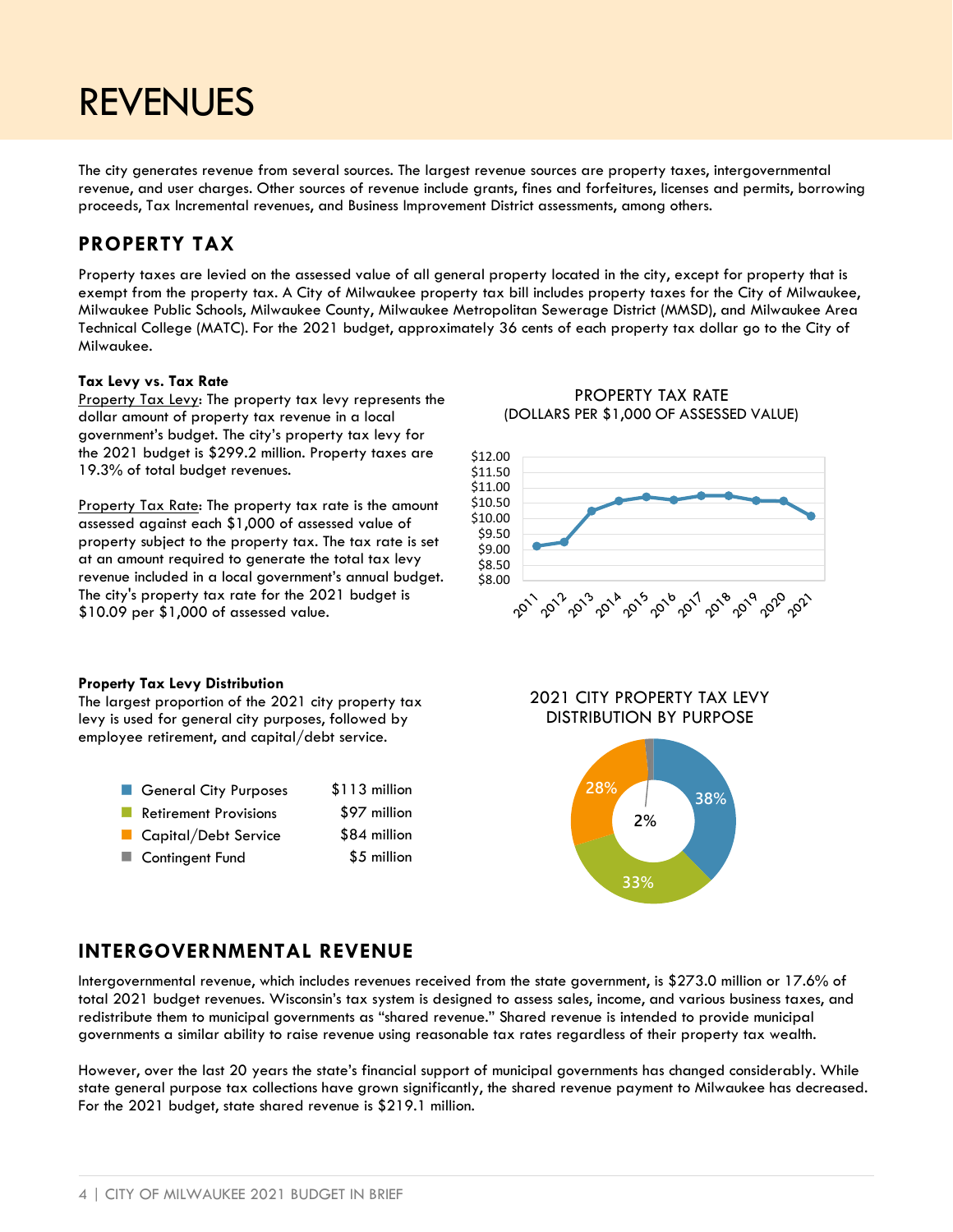# REVENUES

The city generates revenue from several sources. The largest revenue sources are property taxes, intergovernmental revenue, and user charges. Other sources of revenue include grants, fines and forfeitures, licenses and permits, borrowing proceeds, Tax Incremental revenues, and Business Improvement District assessments, among others.

## PROPERTY TAX

Property taxes are levied on the assessed value of all general property located in the city, except for property that is exempt from the property tax. A City of Milwaukee property tax bill includes property taxes for the City of Milwaukee, Milwaukee Public Schools, Milwaukee County, Milwaukee Metropolitan Sewerage District (MMSD), and Milwaukee Area Technical College (MATC). For the 2021 budget, approximately 36 cents of each property tax dollar go to the City of Milwaukee.

**Tax Levy vs. Tax Rate**

Property Tax Levy: The property tax levy represents the dollar amount of property tax revenue in a local government's budget. The city's property tax levy for the 2021 budget is $299.2 million. Property taxes are 19.3% of total budget revenues.

Property Tax Rate: The property tax rate is the amount assessed against each $1,000 of assessed value of property subject to the property tax. The tax rate is set at an amount required to generate the total tax levy revenue included in a local government's annual budget. The city's property tax rate for the 2021 budget is $10.09 per $1,000 of assessed value.

PROPERTY TAX RATE
(DOLLARS PER $1,000 OF ASSESSED VALUE)

**Property Tax Levy Distribution**

The largest proportion of the 2021 city property tax levy is used for general city purposes, followed by employee retirement, and capital/debt service.

| Purpose | Amount |
|---|---|
| General City Purposes | $113 million |
| Retirement Provisions | $97 million |
| Capital/Debt Service | $84 million |
| Contingent Fund | $5 million |

2021 CITY PROPERTY TAX LEVY DISTRIBUTION BY PURPOSE

## INTERGOVERNMENTAL REVENUE

Intergovernmental revenue, which includes revenues received from the state government, is $273.0 million or 17.6% of total 2021 budget revenues. Wisconsin's tax system is designed to assess sales, income, and various business taxes, and redistribute them to municipal governments as "shared revenue." Shared revenue is intended to provide municipal governments a similar ability to raise revenue using reasonable tax rates regardless of their property tax wealth.

However, over the last 20 years the state's financial support of municipal governments has changed considerably. While state general purpose tax collections have grown significantly, the shared revenue payment to Milwaukee has decreased. For the 2021 budget, state shared revenue is $219.1 million.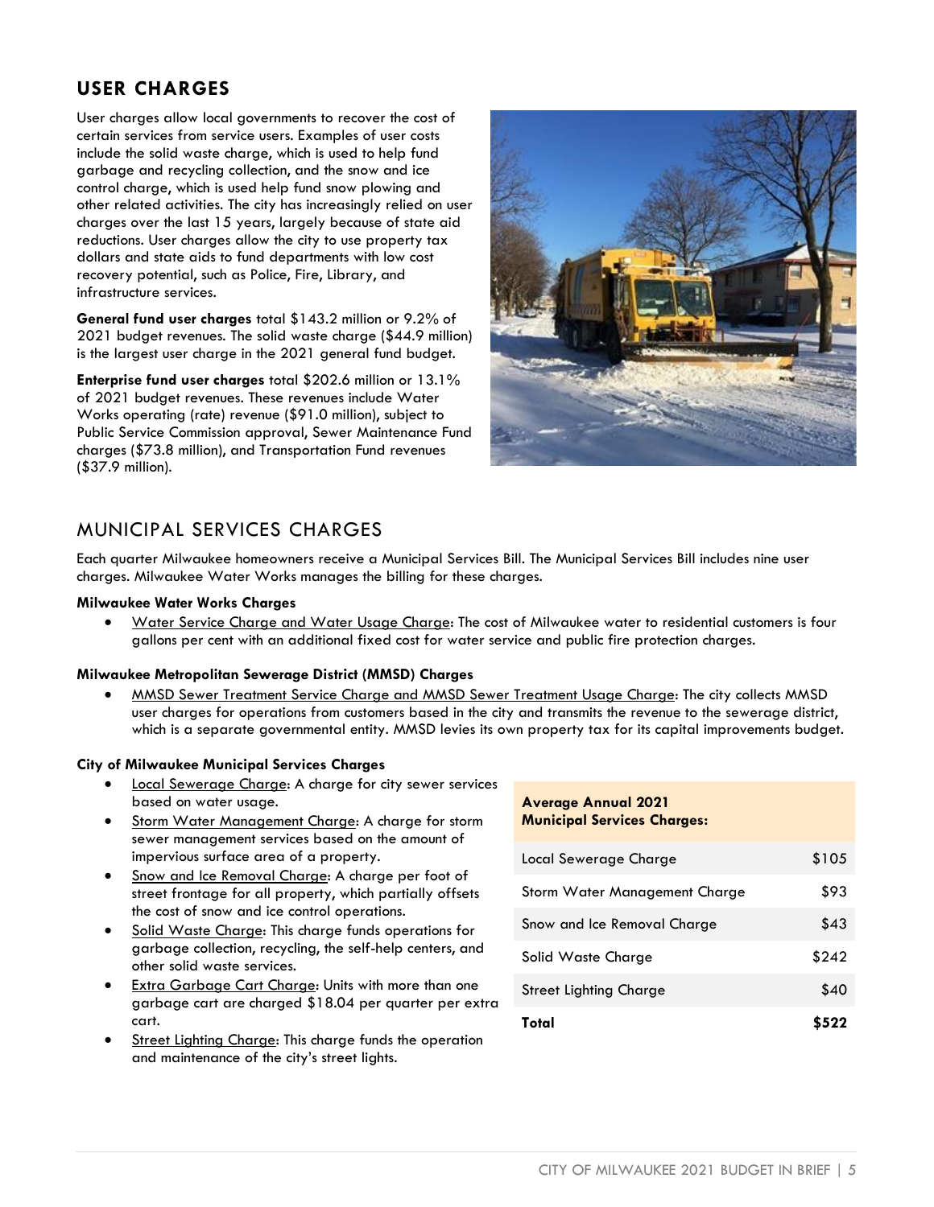## USER CHARGES

User charges allow local governments to recover the cost of certain services from service users. Examples of user costs include the solid waste charge, which is used to help fund garbage and recycling collection, and the snow and ice control charge, which is used help fund snow plowing and other related activities. The city has increasingly relied on user charges over the last 15 years, largely because of state aid reductions. User charges allow the city to use property tax dollars and state aids to fund departments with low cost recovery potential, such as Police, Fire, Library, and infrastructure services.

**General fund user charges** total $143.2 million or 9.2% of 2021 budget revenues. The solid waste charge ($44.9 million) is the largest user charge in the 2021 general fund budget.

**Enterprise fund user charges** total $202.6 million or 13.1% of 2021 budget revenues. These revenues include Water Works operating (rate) revenue ($91.0 million), subject to Public Service Commission approval, Sewer Maintenance Fund charges ($73.8 million), and Transportation Fund revenues ($37.9 million).

## MUNICIPAL SERVICES CHARGES

Each quarter Milwaukee homeowners receive a Municipal Services Bill. The Municipal Services Bill includes nine user charges. Milwaukee Water Works manages the billing for these charges.

**Milwaukee Water Works Charges**

- Water Service Charge and Water Usage Charge: The cost of Milwaukee water to residential customers is four gallons per cent with an additional fixed cost for water service and public fire protection charges.

**Milwaukee Metropolitan Sewerage District (MMSD) Charges**

- MMSD Sewer Treatment Service Charge and MMSD Sewer Treatment Usage Charge: The city collects MMSD user charges for operations from customers based in the city and transmits the revenue to the sewerage district, which is a separate governmental entity. MMSD levies its own property tax for its capital improvements budget.

**City of Milwaukee Municipal Services Charges**

- Local Sewerage Charge: A charge for city sewer services based on water usage.
- Storm Water Management Charge: A charge for storm sewer management services based on the amount of impervious surface area of a property.
- Snow and Ice Removal Charge: A charge per foot of street frontage for all property, which partially offsets the cost of snow and ice control operations.
- Solid Waste Charge: This charge funds operations for garbage collection, recycling, the self-help centers, and other solid waste services.
- Extra Garbage Cart Charge: Units with more than one garbage cart are charged $18.04 per quarter per extra cart.
- Street Lighting Charge: This charge funds the operation and maintenance of the city's street lights.

| **Average Annual 2021 Municipal Services Charges:** | |
|---|---|
| Local Sewerage Charge | $105 |
| Storm Water Management Charge | $93 |
| Snow and Ice Removal Charge | $43 |
| Solid Waste Charge | $242 |
| Street Lighting Charge | $40 |
| **Total** | **$522** |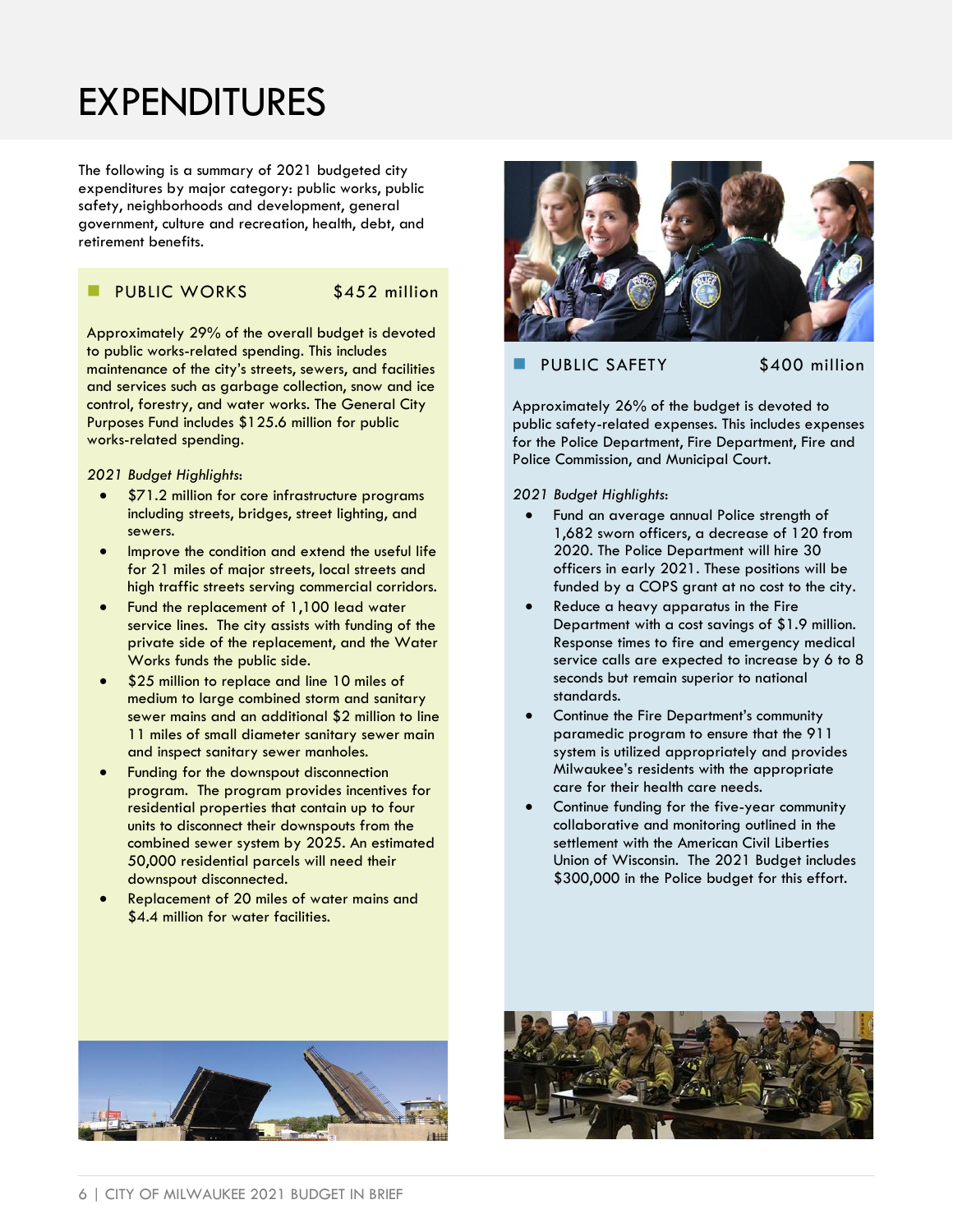# EXPENDITURES

The following is a summary of 2021 budgeted city expenditures by major category: public works, public safety, neighborhoods and development, general government, culture and recreation, health, debt, and retirement benefits.

## PUBLIC WORKS $452 million

Approximately 29% of the overall budget is devoted to public works-related spending. This includes maintenance of the city's streets, sewers, and facilities and services such as garbage collection, snow and ice control, forestry, and water works. The General City Purposes Fund includes $125.6 million for public works-related spending.

*2021 Budget Highlights*:

- $71.2 million for core infrastructure programs including streets, bridges, street lighting, and sewers.
- Improve the condition and extend the useful life for 21 miles of major streets, local streets and high traffic streets serving commercial corridors.
- Fund the replacement of 1,100 lead water service lines. The city assists with funding of the private side of the replacement, and the Water Works funds the public side.
- $25 million to replace and line 10 miles of medium to large combined storm and sanitary sewer mains and an additional $2 million to line 11 miles of small diameter sanitary sewer main and inspect sanitary sewer manholes.
- Funding for the downspout disconnection program. The program provides incentives for residential properties that contain up to four units to disconnect their downspouts from the combined sewer system by 2025. An estimated 50,000 residential parcels will need their downspout disconnected.
- Replacement of 20 miles of water mains and $4.4 million for water facilities.

## PUBLIC SAFETY $400 million

Approximately 26% of the budget is devoted to public safety-related expenses. This includes expenses for the Police Department, Fire Department, Fire and Police Commission, and Municipal Court.

*2021 Budget Highlights*:

- Fund an average annual Police strength of 1,682 sworn officers, a decrease of 120 from 2020. The Police Department will hire 30 officers in early 2021. These positions will be funded by a COPS grant at no cost to the city.
- Reduce a heavy apparatus in the Fire Department with a cost savings of $1.9 million. Response times to fire and emergency medical service calls are expected to increase by 6 to 8 seconds but remain superior to national standards.
- Continue the Fire Department's community paramedic program to ensure that the 911 system is utilized appropriately and provides Milwaukee's residents with the appropriate care for their health care needs.
- Continue funding for the five-year community collaborative and monitoring outlined in the settlement with the American Civil Liberties Union of Wisconsin. The 2021 Budget includes $300,000 in the Police budget for this effort.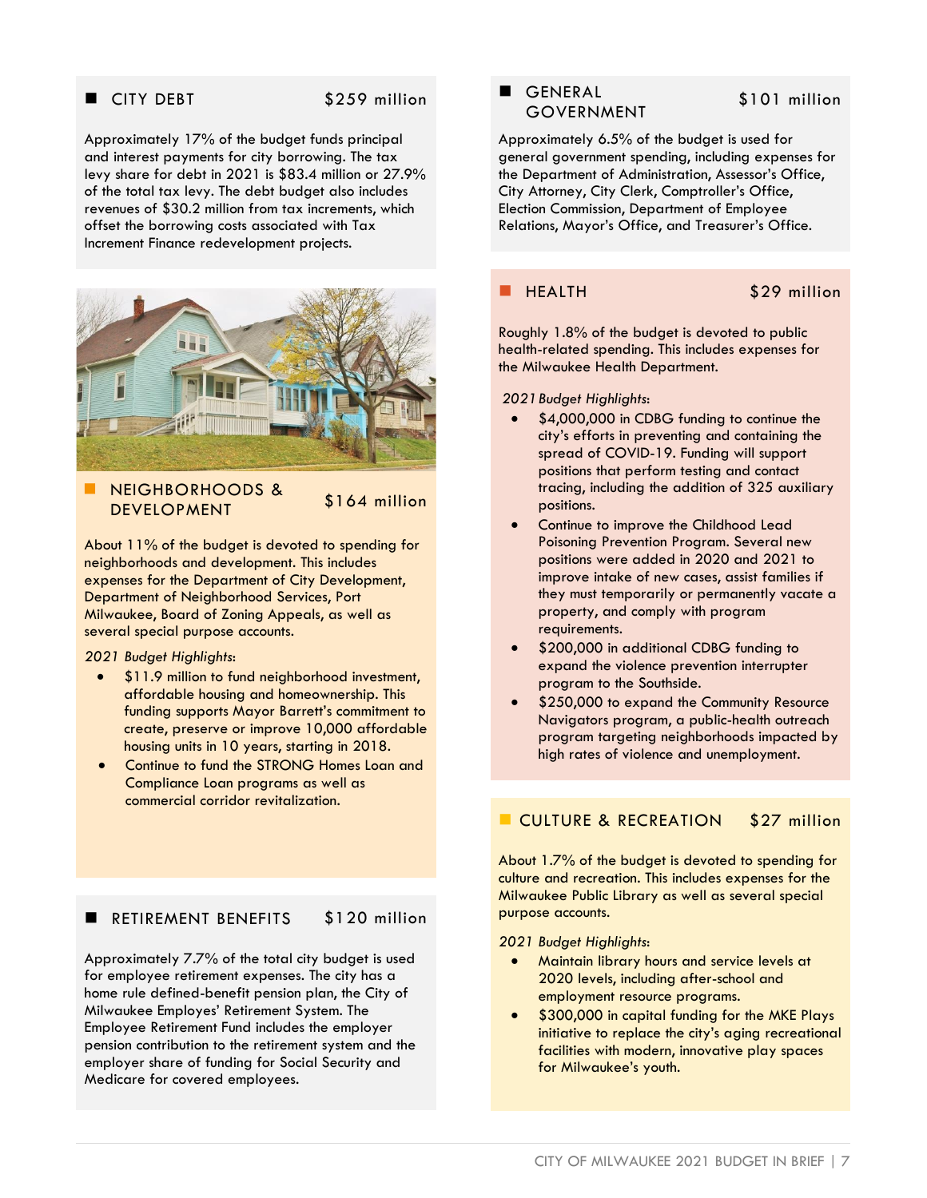## CITY DEBT — $259 million

Approximately 17% of the budget funds principal and interest payments for city borrowing. The tax levy share for debt in 2021 is $83.4 million or 27.9% of the total tax levy. The debt budget also includes revenues of $30.2 million from tax increments, which offset the borrowing costs associated with Tax Increment Finance redevelopment projects.

## NEIGHBORHOODS & DEVELOPMENT — $164 million

About 11% of the budget is devoted to spending for neighborhoods and development. This includes expenses for the Department of City Development, Department of Neighborhood Services, Port Milwaukee, Board of Zoning Appeals, as well as several special purpose accounts.

*2021 Budget Highlights*:

- $11.9 million to fund neighborhood investment, affordable housing and homeownership. This funding supports Mayor Barrett's commitment to create, preserve or improve 10,000 affordable housing units in 10 years, starting in 2018.
- Continue to fund the STRONG Homes Loan and Compliance Loan programs as well as commercial corridor revitalization.

## RETIREMENT BENEFITS — $120 million

Approximately 7.7% of the total city budget is used for employee retirement expenses. The city has a home rule defined-benefit pension plan, the City of Milwaukee Employes' Retirement System. The Employee Retirement Fund includes the employer pension contribution to the retirement system and the employer share of funding for Social Security and Medicare for covered employees.

## GENERAL GOVERNMENT — $101 million

Approximately 6.5% of the budget is used for general government spending, including expenses for the Department of Administration, Assessor's Office, City Attorney, City Clerk, Comptroller's Office, Election Commission, Department of Employee Relations, Mayor's Office, and Treasurer's Office.

## HEALTH — $29 million

Roughly 1.8% of the budget is devoted to public health-related spending. This includes expenses for the Milwaukee Health Department.

*2021 Budget Highlights*:

- $4,000,000 in CDBG funding to continue the city's efforts in preventing and containing the spread of COVID-19. Funding will support positions that perform testing and contact tracing, including the addition of 325 auxiliary positions.
- Continue to improve the Childhood Lead Poisoning Prevention Program. Several new positions were added in 2020 and 2021 to improve intake of new cases, assist families if they must temporarily or permanently vacate a property, and comply with program requirements.
- $200,000 in additional CDBG funding to expand the violence prevention interrupter program to the Southside.
- $250,000 to expand the Community Resource Navigators program, a public-health outreach program targeting neighborhoods impacted by high rates of violence and unemployment.

## CULTURE & RECREATION — $27 million

About 1.7% of the budget is devoted to spending for culture and recreation. This includes expenses for the Milwaukee Public Library as well as several special purpose accounts.

*2021 Budget Highlights*:

- Maintain library hours and service levels at 2020 levels, including after-school and employment resource programs.
- $300,000 in capital funding for the MKE Plays initiative to replace the city's aging recreational facilities with modern, innovative play spaces for Milwaukee's youth.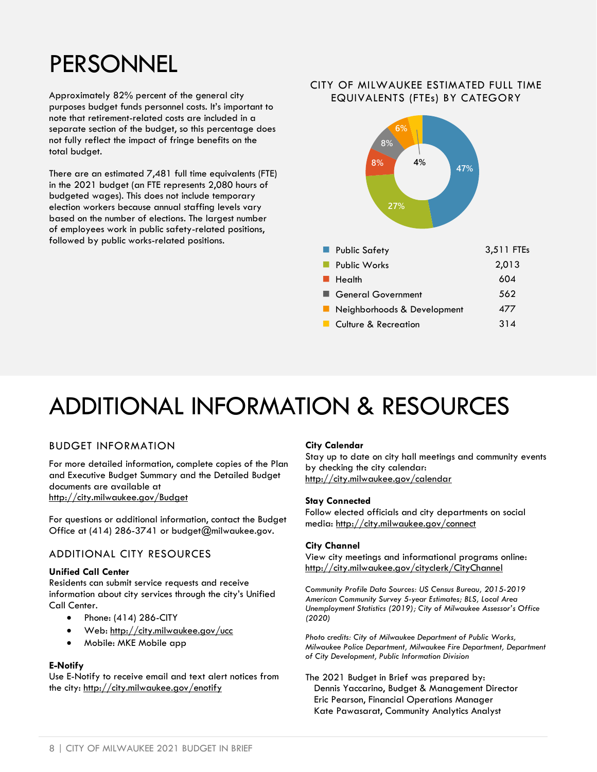# PERSONNEL

Approximately 82% percent of the general city purposes budget funds personnel costs. It's important to note that retirement-related costs are included in a separate section of the budget, so this percentage does not fully reflect the impact of fringe benefits on the total budget.

There are an estimated 7,481 full time equivalents (FTE) in the 2021 budget (an FTE represents 2,080 hours of budgeted wages). This does not include temporary election workers because annual staffing levels vary based on the number of elections. The largest number of employees work in public safety-related positions, followed by public works-related positions.

CITY OF MILWAUKEE ESTIMATED FULL TIME EQUIVALENTS (FTEs) BY CATEGORY

47%
27%
8%
8%
6%
4%

Public Safety 3,511 FTEs
Public Works 2,013
Health 604
General Government 562
Neighborhoods & Development 477
Culture & Recreation 314

# ADDITIONAL INFORMATION & RESOURCES

## BUDGET INFORMATION

For more detailed information, complete copies of the Plan and Executive Budget Summary and the Detailed Budget documents are available at http://city.milwaukee.gov/Budget

For questions or additional information, contact the Budget Office at (414) 286-3741 or budget@milwaukee.gov.

## ADDITIONAL CITY RESOURCES

**Unified Call Center**
Residents can submit service requests and receive information about city services through the city's Unified Call Center.

- Phone: (414) 286-CITY
- Web: http://city.milwaukee.gov/ucc
- Mobile: MKE Mobile app

**E-Notify**
Use E-Notify to receive email and text alert notices from the city: http://city.milwaukee.gov/enotify

**City Calendar**
Stay up to date on city hall meetings and community events by checking the city calendar: http://city.milwaukee.gov/calendar

**Stay Connected**
Follow elected officials and city departments on social media: http://city.milwaukee.gov/connect

**City Channel**
View city meetings and informational programs online: http://city.milwaukee.gov/cityclerk/CityChannel

*Community Profile Data Sources: US Census Bureau, 2015-2019 American Community Survey 5-year Estimates; BLS, Local Area Unemployment Statistics (2019); City of Milwaukee Assessor's Office (2020)*

*Photo credits: City of Milwaukee Department of Public Works, Milwaukee Police Department, Milwaukee Fire Department, Department of City Development, Public Information Division*

The 2021 Budget in Brief was prepared by:
Dennis Yaccarino, Budget & Management Director
Eric Pearson, Financial Operations Manager
Kate Pawasarat, Community Analytics Analyst